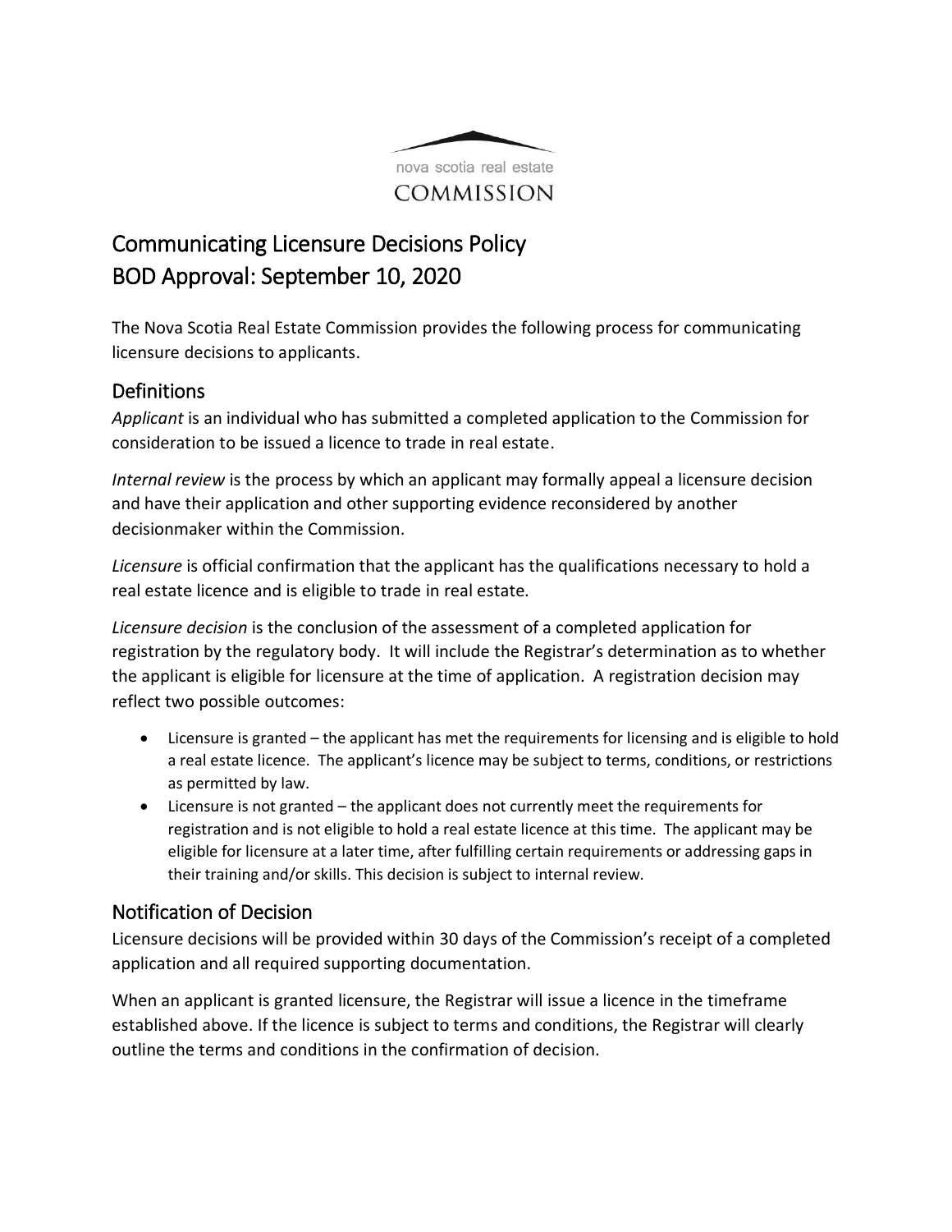nova scotia real estate
COMMISSION

# Communicating Licensure Decisions Policy
# BOD Approval: September 10, 2020

The Nova Scotia Real Estate Commission provides the following process for communicating licensure decisions to applicants.

## Definitions

*Applicant* is an individual who has submitted a completed application to the Commission for consideration to be issued a licence to trade in real estate.

*Internal review* is the process by which an applicant may formally appeal a licensure decision and have their application and other supporting evidence reconsidered by another decisionmaker within the Commission.

*Licensure* is official confirmation that the applicant has the qualifications necessary to hold a real estate licence and is eligible to trade in real estate.

*Licensure decision* is the conclusion of the assessment of a completed application for registration by the regulatory body. It will include the Registrar's determination as to whether the applicant is eligible for licensure at the time of application. A registration decision may reflect two possible outcomes:

- Licensure is granted – the applicant has met the requirements for licensing and is eligible to hold a real estate licence. The applicant's licence may be subject to terms, conditions, or restrictions as permitted by law.
- Licensure is not granted – the applicant does not currently meet the requirements for registration and is not eligible to hold a real estate licence at this time. The applicant may be eligible for licensure at a later time, after fulfilling certain requirements or addressing gaps in their training and/or skills. This decision is subject to internal review.

## Notification of Decision

Licensure decisions will be provided within 30 days of the Commission's receipt of a completed application and all required supporting documentation.

When an applicant is granted licensure, the Registrar will issue a licence in the timeframe established above. If the licence is subject to terms and conditions, the Registrar will clearly outline the terms and conditions in the confirmation of decision.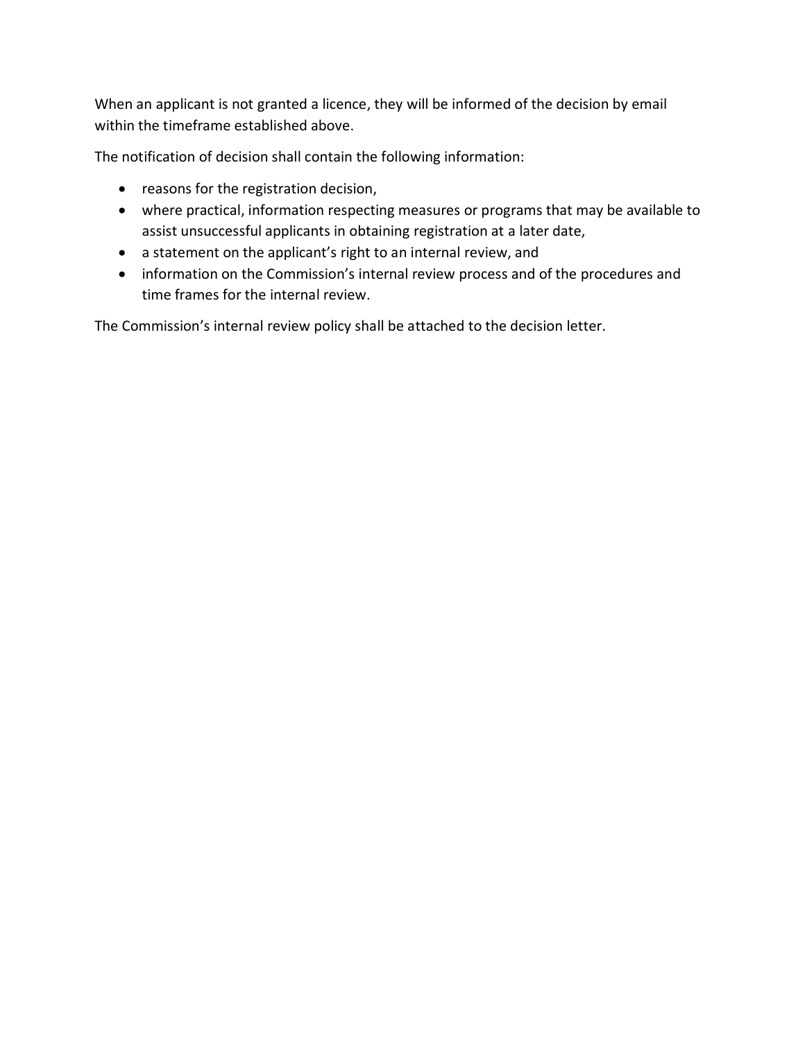When an applicant is not granted a licence, they will be informed of the decision by email within the timeframe established above.

The notification of decision shall contain the following information:

- reasons for the registration decision,
- where practical, information respecting measures or programs that may be available to assist unsuccessful applicants in obtaining registration at a later date,
- a statement on the applicant's right to an internal review, and
- information on the Commission's internal review process and of the procedures and time frames for the internal review.

The Commission's internal review policy shall be attached to the decision letter.